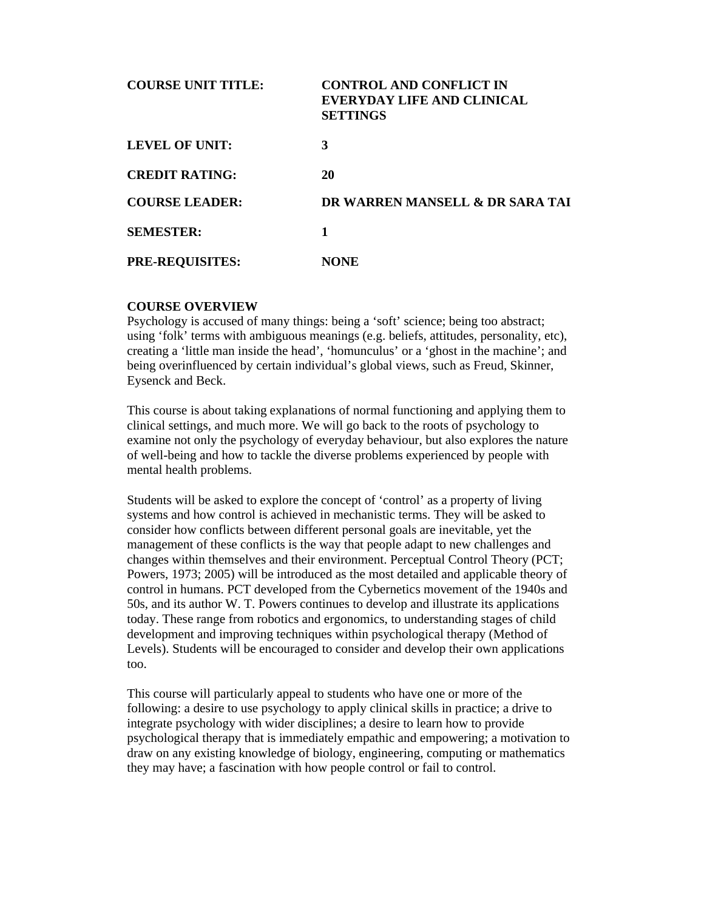| | |
|---|---|
| **COURSE UNIT TITLE:** | **CONTROL AND CONFLICT IN EVERYDAY LIFE AND CLINICAL SETTINGS** |
| **LEVEL OF UNIT:** | **3** |
| **CREDIT RATING:** | **20** |
| **COURSE LEADER:** | **DR WARREN MANSELL & DR SARA TAI** |
| **SEMESTER:** | **1** |
| **PRE-REQUISITES:** | **NONE** |

**COURSE OVERVIEW**

Psychology is accused of many things: being a 'soft' science; being too abstract; using 'folk' terms with ambiguous meanings (e.g. beliefs, attitudes, personality, etc), creating a 'little man inside the head', 'homunculus' or a 'ghost in the machine'; and being overinfluenced by certain individual's global views, such as Freud, Skinner, Eysenck and Beck.

This course is about taking explanations of normal functioning and applying them to clinical settings, and much more. We will go back to the roots of psychology to examine not only the psychology of everyday behaviour, but also explores the nature of well-being and how to tackle the diverse problems experienced by people with mental health problems.

Students will be asked to explore the concept of 'control' as a property of living systems and how control is achieved in mechanistic terms. They will be asked to consider how conflicts between different personal goals are inevitable, yet the management of these conflicts is the way that people adapt to new challenges and changes within themselves and their environment. Perceptual Control Theory (PCT; Powers, 1973; 2005) will be introduced as the most detailed and applicable theory of control in humans. PCT developed from the Cybernetics movement of the 1940s and 50s, and its author W. T. Powers continues to develop and illustrate its applications today. These range from robotics and ergonomics, to understanding stages of child development and improving techniques within psychological therapy (Method of Levels). Students will be encouraged to consider and develop their own applications too.

This course will particularly appeal to students who have one or more of the following: a desire to use psychology to apply clinical skills in practice; a drive to integrate psychology with wider disciplines; a desire to learn how to provide psychological therapy that is immediately empathic and empowering; a motivation to draw on any existing knowledge of biology, engineering, computing or mathematics they may have; a fascination with how people control or fail to control.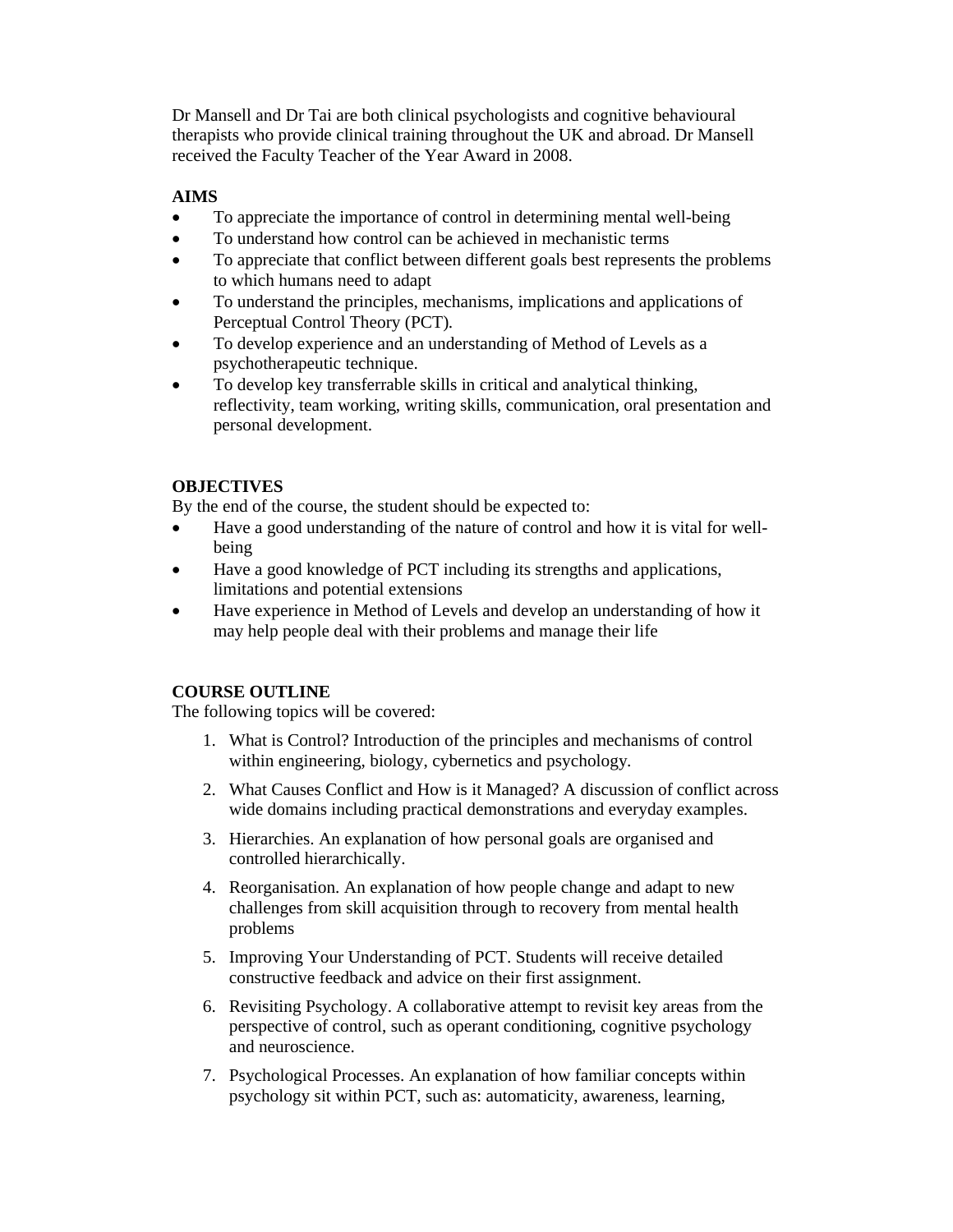Dr Mansell and Dr Tai are both clinical psychologists and cognitive behavioural therapists who provide clinical training throughout the UK and abroad. Dr Mansell received the Faculty Teacher of the Year Award in 2008.

**AIMS**

- To appreciate the importance of control in determining mental well-being
- To understand how control can be achieved in mechanistic terms
- To appreciate that conflict between different goals best represents the problems to which humans need to adapt
- To understand the principles, mechanisms, implications and applications of Perceptual Control Theory (PCT).
- To develop experience and an understanding of Method of Levels as a psychotherapeutic technique.
- To develop key transferrable skills in critical and analytical thinking, reflectivity, team working, writing skills, communication, oral presentation and personal development.

**OBJECTIVES**

By the end of the course, the student should be expected to:

- Have a good understanding of the nature of control and how it is vital for well-being
- Have a good knowledge of PCT including its strengths and applications, limitations and potential extensions
- Have experience in Method of Levels and develop an understanding of how it may help people deal with their problems and manage their life

**COURSE OUTLINE**

The following topics will be covered:

1. What is Control? Introduction of the principles and mechanisms of control within engineering, biology, cybernetics and psychology.
2. What Causes Conflict and How is it Managed? A discussion of conflict across wide domains including practical demonstrations and everyday examples.
3. Hierarchies. An explanation of how personal goals are organised and controlled hierarchically.
4. Reorganisation. An explanation of how people change and adapt to new challenges from skill acquisition through to recovery from mental health problems
5. Improving Your Understanding of PCT. Students will receive detailed constructive feedback and advice on their first assignment.
6. Revisiting Psychology. A collaborative attempt to revisit key areas from the perspective of control, such as operant conditioning, cognitive psychology and neuroscience.
7. Psychological Processes. An explanation of how familiar concepts within psychology sit within PCT, such as: automaticity, awareness, learning,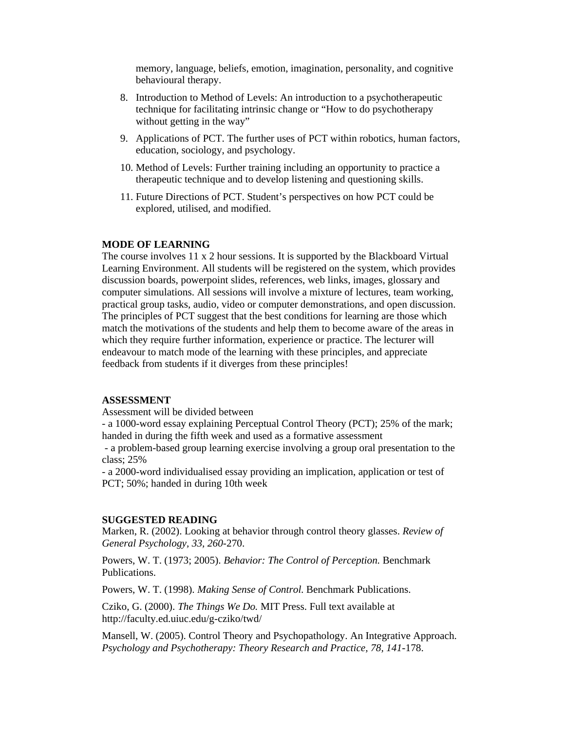memory, language, beliefs, emotion, imagination, personality, and cognitive behavioural therapy.

8. Introduction to Method of Levels: An introduction to a psychotherapeutic technique for facilitating intrinsic change or "How to do psychotherapy without getting in the way"
9. Applications of PCT. The further uses of PCT within robotics, human factors, education, sociology, and psychology.
10. Method of Levels: Further training including an opportunity to practice a therapeutic technique and to develop listening and questioning skills.
11. Future Directions of PCT. Student's perspectives on how PCT could be explored, utilised, and modified.

**MODE OF LEARNING**

The course involves 11 x 2 hour sessions. It is supported by the Blackboard Virtual Learning Environment. All students will be registered on the system, which provides discussion boards, powerpoint slides, references, web links, images, glossary and computer simulations. All sessions will involve a mixture of lectures, team working, practical group tasks, audio, video or computer demonstrations, and open discussion. The principles of PCT suggest that the best conditions for learning are those which match the motivations of the students and help them to become aware of the areas in which they require further information, experience or practice. The lecturer will endeavour to match mode of the learning with these principles, and appreciate feedback from students if it diverges from these principles!

**ASSESSMENT**

Assessment will be divided between

- a 1000-word essay explaining Perceptual Control Theory (PCT); 25% of the mark; handed in during the fifth week and used as a formative assessment
- a problem-based group learning exercise involving a group oral presentation to the class; 25%
- a 2000-word individualised essay providing an implication, application or test of PCT; 50%; handed in during 10th week

**SUGGESTED READING**

Marken, R. (2002). Looking at behavior through control theory glasses. *Review of General Psychology, 33, 260*-270.

Powers, W. T. (1973; 2005). *Behavior: The Control of Perception.* Benchmark Publications.

Powers, W. T. (1998). *Making Sense of Control.* Benchmark Publications.

Cziko, G. (2000). *The Things We Do.* MIT Press. Full text available at http://faculty.ed.uiuc.edu/g-cziko/twd/

Mansell, W. (2005). Control Theory and Psychopathology. An Integrative Approach. *Psychology and Psychotherapy: Theory Research and Practice, 78, 141*-178.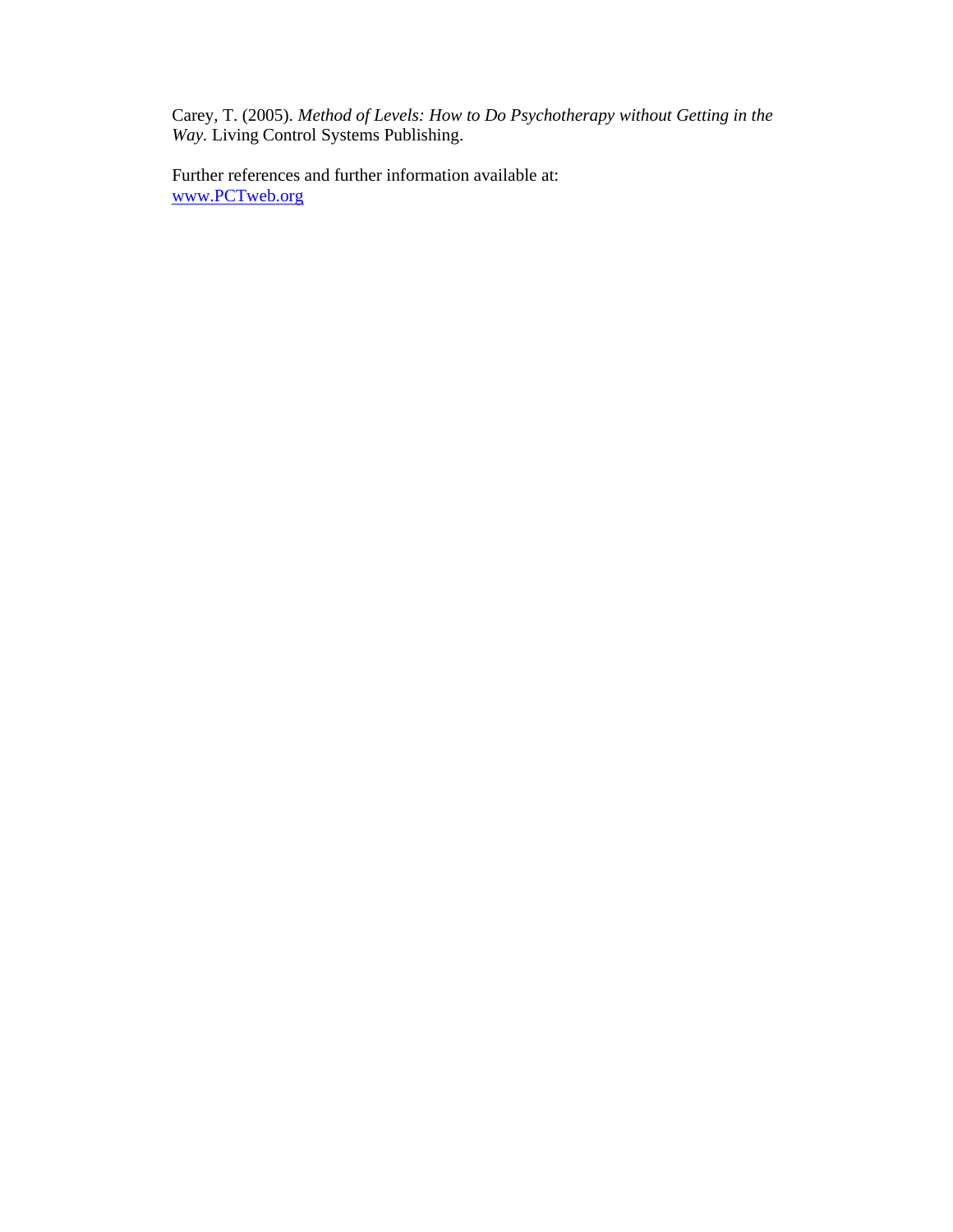Carey, T. (2005). *Method of Levels: How to Do Psychotherapy without Getting in the Way.* Living Control Systems Publishing.

Further references and further information available at:
[www.PCTweb.org](http://www.PCTweb.org)